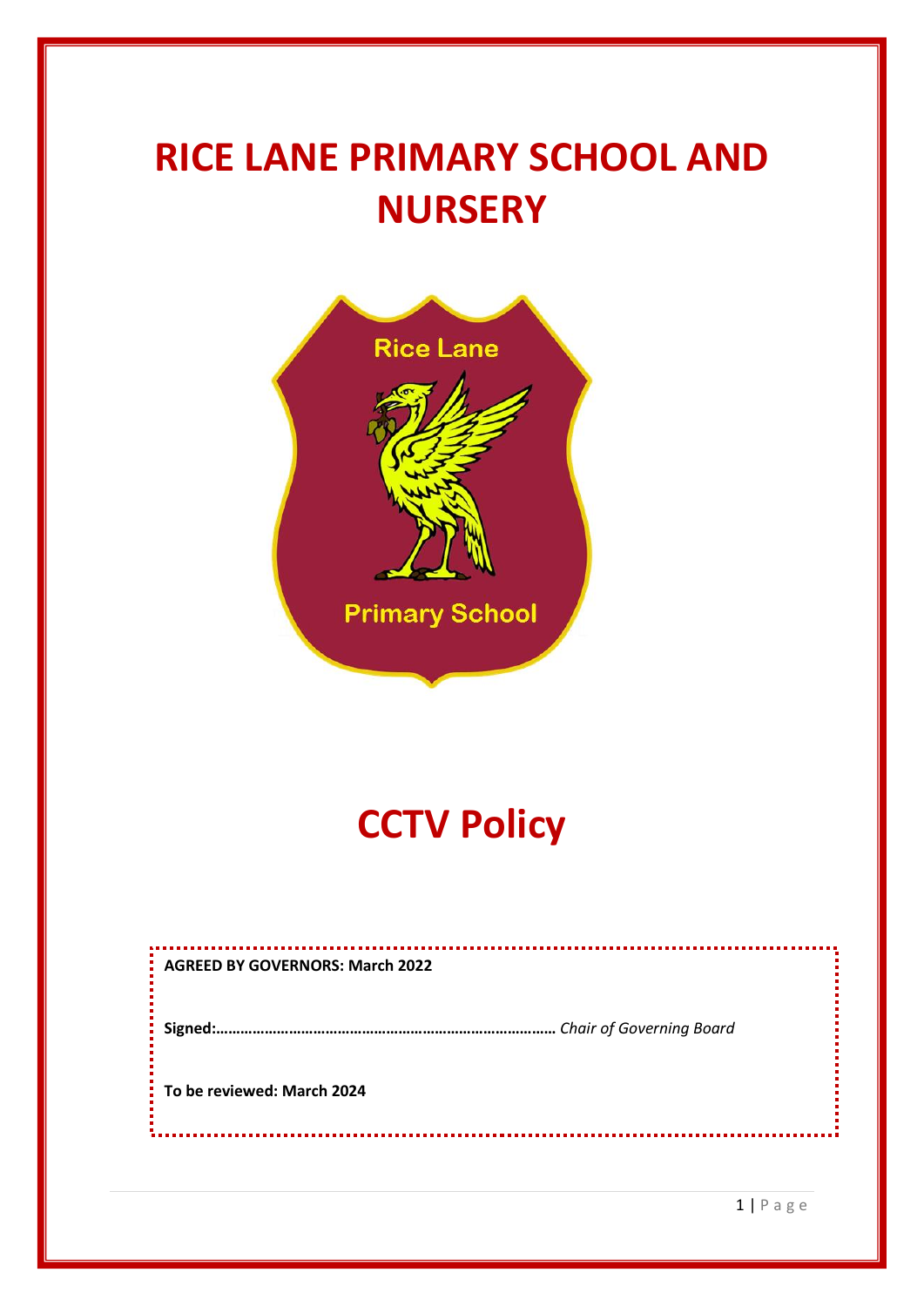# RICE LANE PRIMARY SCHOOL AND NURSERY

# CCTV Policy

**AGREED BY GOVERNORS: March 2022**

**Signed:……………………………………………………………………….** *Chair of Governing Board*

**To be reviewed: March 2024**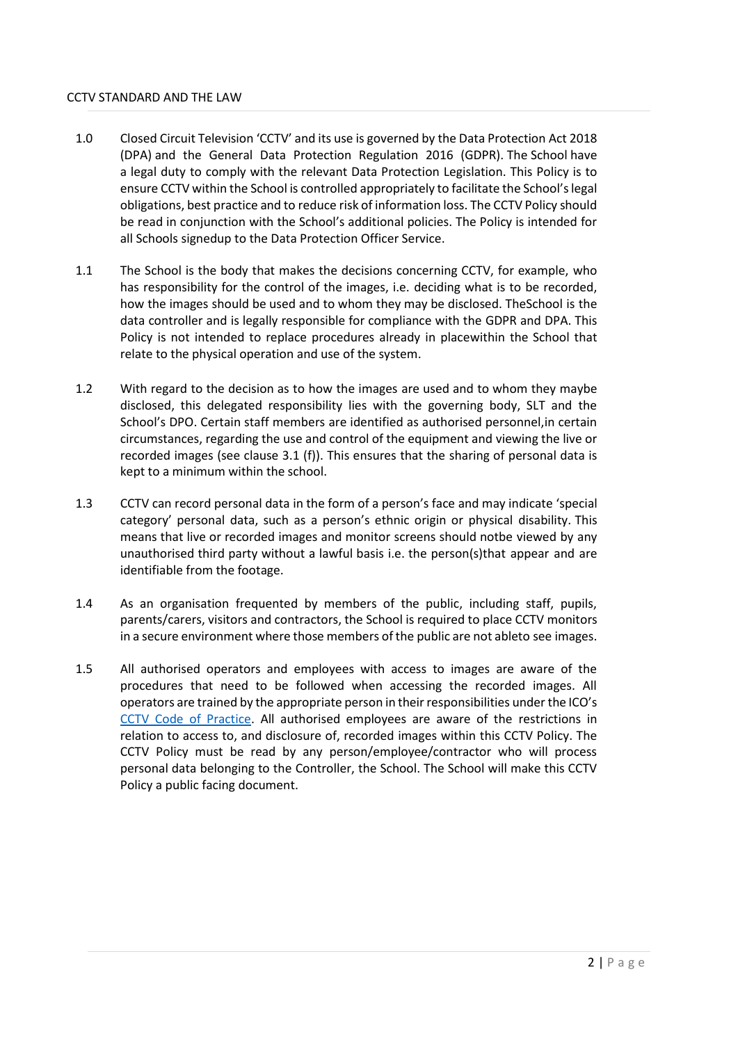## CCTV STANDARD AND THE LAW

1.0 Closed Circuit Television 'CCTV' and its use is governed by the Data Protection Act 2018 (DPA) and the General Data Protection Regulation 2016 (GDPR). The School have a legal duty to comply with the relevant Data Protection Legislation. This Policy is to ensure CCTV within the School is controlled appropriately to facilitate the School's legal obligations, best practice and to reduce risk of information loss. The CCTV Policy should be read in conjunction with the School's additional policies. The Policy is intended for all Schools signedup to the Data Protection Officer Service.

1.1 The School is the body that makes the decisions concerning CCTV, for example, who has responsibility for the control of the images, i.e. deciding what is to be recorded, how the images should be used and to whom they may be disclosed. TheSchool is the data controller and is legally responsible for compliance with the GDPR and DPA. This Policy is not intended to replace procedures already in placewithin the School that relate to the physical operation and use of the system.

1.2 With regard to the decision as to how the images are used and to whom they maybe disclosed, this delegated responsibility lies with the governing body, SLT and the School's DPO. Certain staff members are identified as authorised personnel,in certain circumstances, regarding the use and control of the equipment and viewing the live or recorded images (see clause 3.1 (f)). This ensures that the sharing of personal data is kept to a minimum within the school.

1.3 CCTV can record personal data in the form of a person's face and may indicate 'special category' personal data, such as a person's ethnic origin or physical disability. This means that live or recorded images and monitor screens should notbe viewed by any unauthorised third party without a lawful basis i.e. the person(s)that appear and are identifiable from the footage.

1.4 As an organisation frequented by members of the public, including staff, pupils, parents/carers, visitors and contractors, the School is required to place CCTV monitors in a secure environment where those members of the public are not ableto see images.

1.5 All authorised operators and employees with access to images are aware of the procedures that need to be followed when accessing the recorded images. All operators are trained by the appropriate person in their responsibilities under the ICO's CCTV Code of Practice. All authorised employees are aware of the restrictions in relation to access to, and disclosure of, recorded images within this CCTV Policy. The CCTV Policy must be read by any person/employee/contractor who will process personal data belonging to the Controller, the School. The School will make this CCTV Policy a public facing document.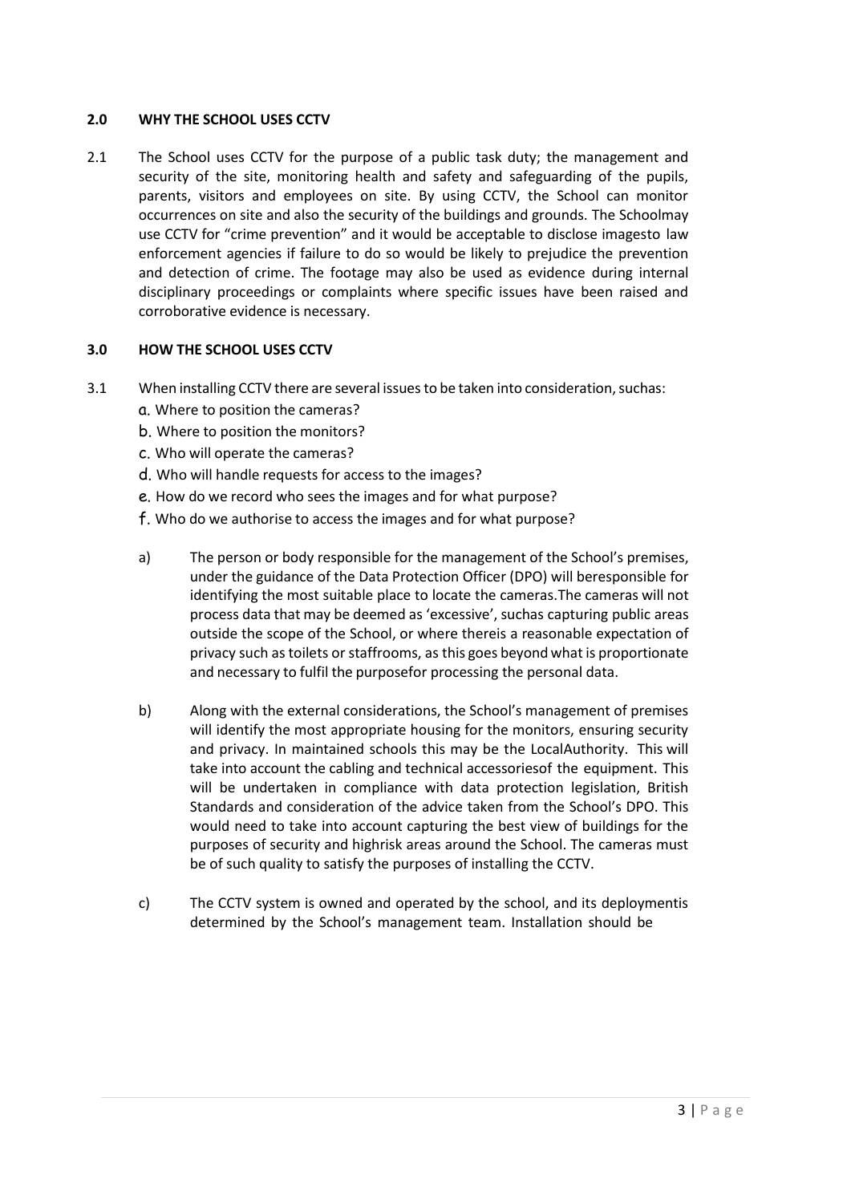## 2.0 WHY THE SCHOOL USES CCTV

2.1 The School uses CCTV for the purpose of a public task duty; the management and security of the site, monitoring health and safety and safeguarding of the pupils, parents, visitors and employees on site. By using CCTV, the School can monitor occurrences on site and also the security of the buildings and grounds. The Schoolmay use CCTV for "crime prevention" and it would be acceptable to disclose imagesto law enforcement agencies if failure to do so would be likely to prejudice the prevention and detection of crime. The footage may also be used as evidence during internal disciplinary proceedings or complaints where specific issues have been raised and corroborative evidence is necessary.

## 3.0 HOW THE SCHOOL USES CCTV

3.1 When installing CCTV there are several issues to be taken into consideration, suchas:

a. Where to position the cameras?
b. Where to position the monitors?
c. Who will operate the cameras?
d. Who will handle requests for access to the images?
e. How do we record who sees the images and for what purpose?
f. Who do we authorise to access the images and for what purpose?

a) The person or body responsible for the management of the School's premises, under the guidance of the Data Protection Officer (DPO) will beresponsible for identifying the most suitable place to locate the cameras.The cameras will not process data that may be deemed as 'excessive', suchas capturing public areas outside the scope of the School, or where thereis a reasonable expectation of privacy such as toilets or staffrooms, as this goes beyond what is proportionate and necessary to fulfil the purposefor processing the personal data.

b) Along with the external considerations, the School's management of premises will identify the most appropriate housing for the monitors, ensuring security and privacy. In maintained schools this may be the LocalAuthority. This will take into account the cabling and technical accessoriesof the equipment. This will be undertaken in compliance with data protection legislation, British Standards and consideration of the advice taken from the School's DPO. This would need to take into account capturing the best view of buildings for the purposes of security and highrisk areas around the School. The cameras must be of such quality to satisfy the purposes of installing the CCTV.

c) The CCTV system is owned and operated by the school, and its deploymentis determined by the School's management team. Installation should be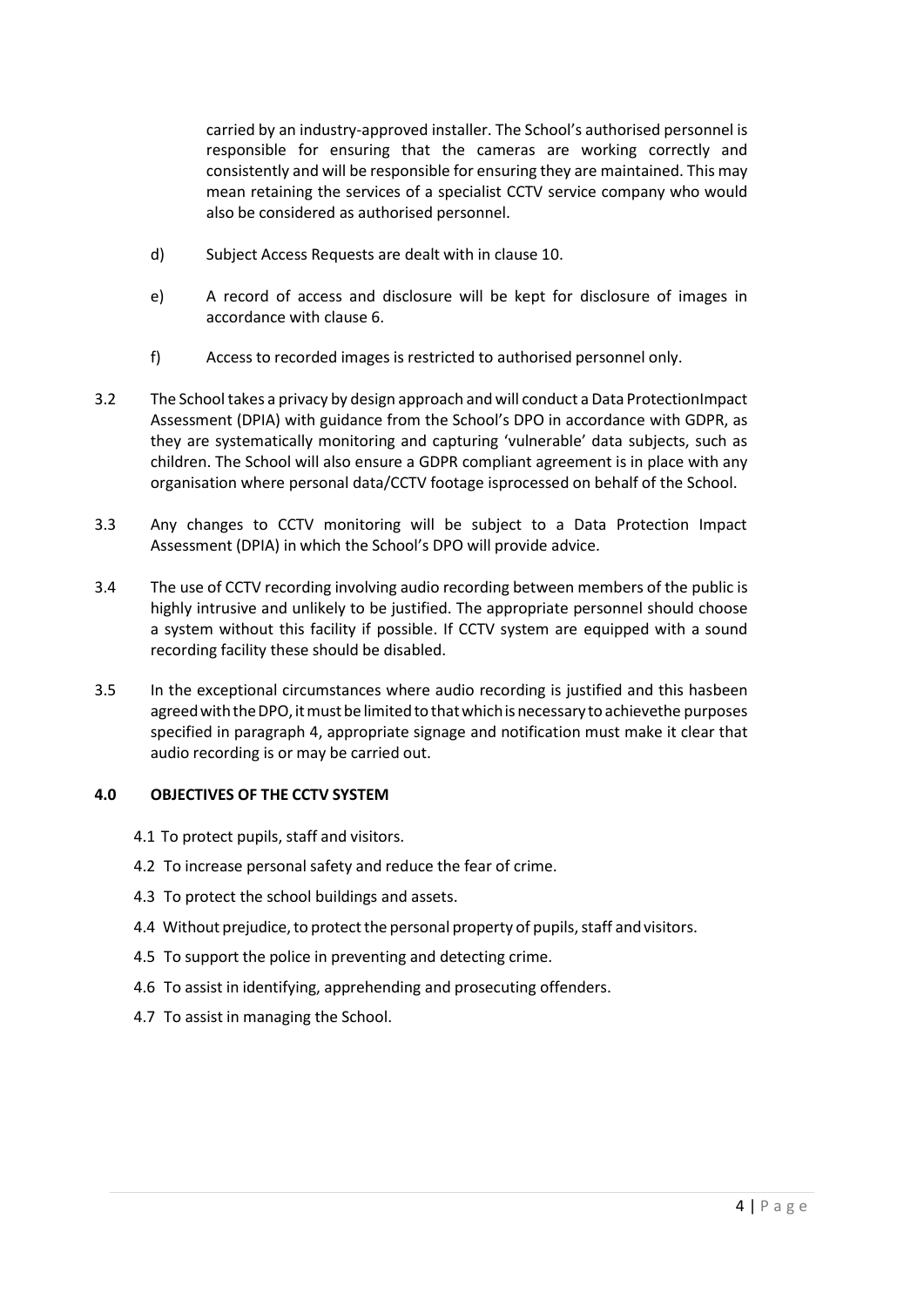carried by an industry-approved installer. The School's authorised personnel is responsible for ensuring that the cameras are working correctly and consistently and will be responsible for ensuring they are maintained. This may mean retaining the services of a specialist CCTV service company who would also be considered as authorised personnel.

d) Subject Access Requests are dealt with in clause 10.

e) A record of access and disclosure will be kept for disclosure of images in accordance with clause 6.

f) Access to recorded images is restricted to authorised personnel only.

3.2 The School takes a privacy by design approach and will conduct a Data ProtectionImpact Assessment (DPIA) with guidance from the School's DPO in accordance with GDPR, as they are systematically monitoring and capturing 'vulnerable' data subjects, such as children. The School will also ensure a GDPR compliant agreement is in place with any organisation where personal data/CCTV footage isprocessed on behalf of the School.

3.3 Any changes to CCTV monitoring will be subject to a Data Protection Impact Assessment (DPIA) in which the School's DPO will provide advice.

3.4 The use of CCTV recording involving audio recording between members of the public is highly intrusive and unlikely to be justified. The appropriate personnel should choose a system without this facility if possible. If CCTV system are equipped with a sound recording facility these should be disabled.

3.5 In the exceptional circumstances where audio recording is justified and this hasbeen agreed with the DPO, it must be limited to that which is necessary to achievethe purposes specified in paragraph 4, appropriate signage and notification must make it clear that audio recording is or may be carried out.

**4.0 OBJECTIVES OF THE CCTV SYSTEM**

4.1 To protect pupils, staff and visitors.

4.2 To increase personal safety and reduce the fear of crime.

4.3 To protect the school buildings and assets.

4.4 Without prejudice, to protect the personal property of pupils, staff and visitors.

4.5 To support the police in preventing and detecting crime.

4.6 To assist in identifying, apprehending and prosecuting offenders.

4.7 To assist in managing the School.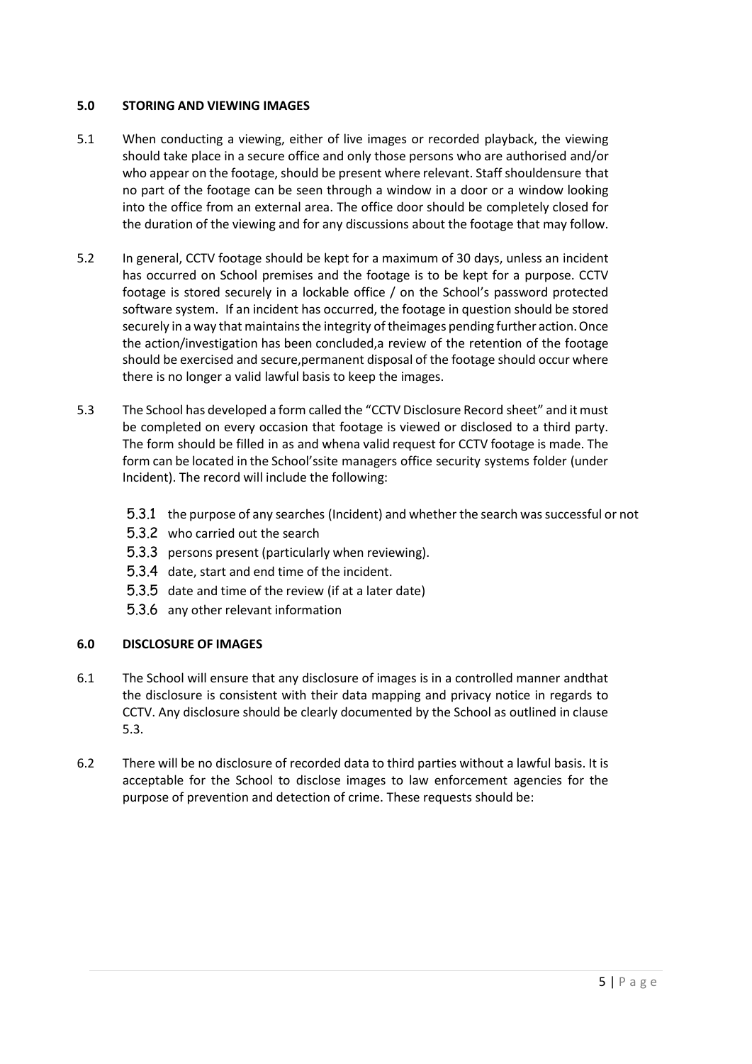## 5.0 STORING AND VIEWING IMAGES

5.1 When conducting a viewing, either of live images or recorded playback, the viewing should take place in a secure office and only those persons who are authorised and/or who appear on the footage, should be present where relevant. Staff shouldensure that no part of the footage can be seen through a window in a door or a window looking into the office from an external area. The office door should be completely closed for the duration of the viewing and for any discussions about the footage that may follow.

5.2 In general, CCTV footage should be kept for a maximum of 30 days, unless an incident has occurred on School premises and the footage is to be kept for a purpose. CCTV footage is stored securely in a lockable office / on the School's password protected software system. If an incident has occurred, the footage in question should be stored securely in a way that maintains the integrity of theimages pending further action. Once the action/investigation has been concluded,a review of the retention of the footage should be exercised and secure,permanent disposal of the footage should occur where there is no longer a valid lawful basis to keep the images.

5.3 The School has developed a form called the "CCTV Disclosure Record sheet" and it must be completed on every occasion that footage is viewed or disclosed to a third party. The form should be filled in as and whena valid request for CCTV footage is made. The form can be located in the School'ssite managers office security systems folder (under Incident). The record will include the following:

- 5.3.1 the purpose of any searches (Incident) and whether the search was successful or not
- 5.3.2 who carried out the search
- 5.3.3 persons present (particularly when reviewing).
- 5.3.4 date, start and end time of the incident.
- 5.3.5 date and time of the review (if at a later date)
- 5.3.6 any other relevant information

## 6.0 DISCLOSURE OF IMAGES

6.1 The School will ensure that any disclosure of images is in a controlled manner andthat the disclosure is consistent with their data mapping and privacy notice in regards to CCTV. Any disclosure should be clearly documented by the School as outlined in clause 5.3.

6.2 There will be no disclosure of recorded data to third parties without a lawful basis. It is acceptable for the School to disclose images to law enforcement agencies for the purpose of prevention and detection of crime. These requests should be: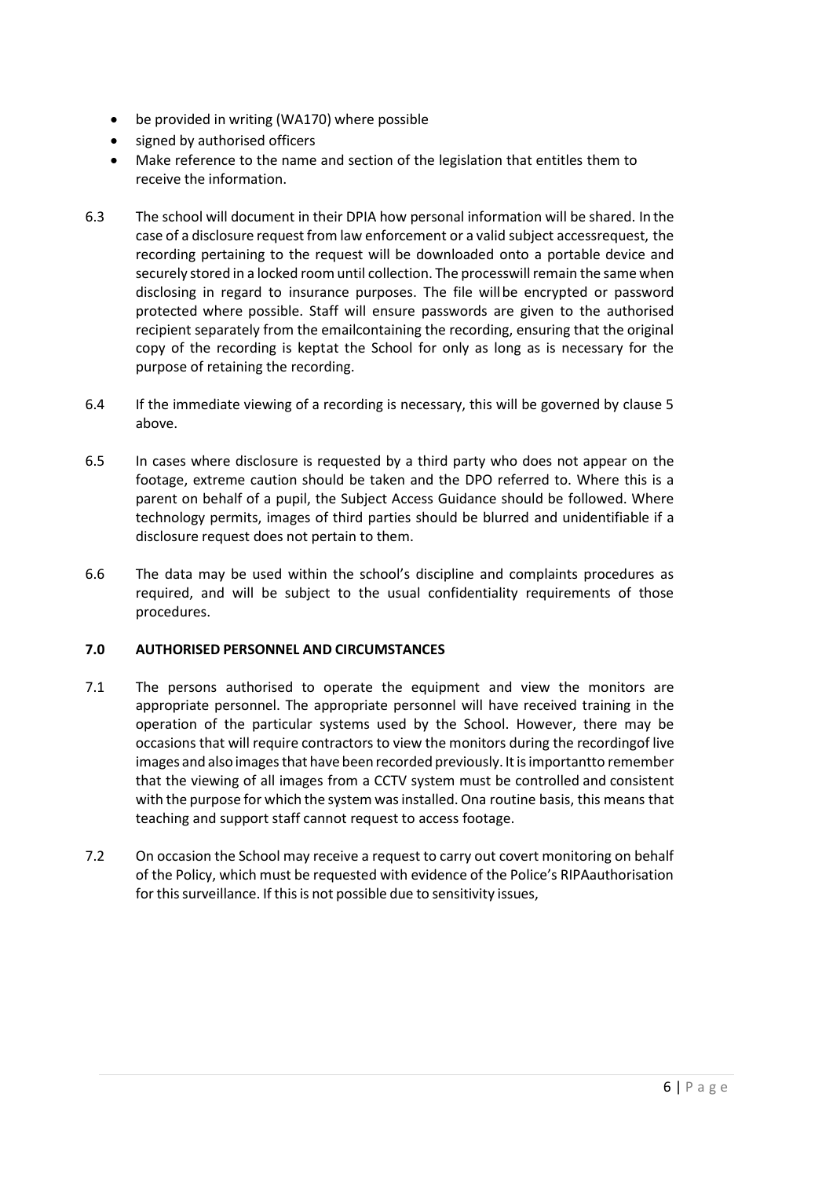- be provided in writing (WA170) where possible
- signed by authorised officers
- Make reference to the name and section of the legislation that entitles them to receive the information.

6.3 The school will document in their DPIA how personal information will be shared. In the case of a disclosure request from law enforcement or a valid subject accessrequest, the recording pertaining to the request will be downloaded onto a portable device and securely stored in a locked room until collection. The processwill remain the same when disclosing in regard to insurance purposes. The file willbe encrypted or password protected where possible. Staff will ensure passwords are given to the authorised recipient separately from the emailcontaining the recording, ensuring that the original copy of the recording is keptat the School for only as long as is necessary for the purpose of retaining the recording.

6.4 If the immediate viewing of a recording is necessary, this will be governed by clause 5 above.

6.5 In cases where disclosure is requested by a third party who does not appear on the footage, extreme caution should be taken and the DPO referred to. Where this is a parent on behalf of a pupil, the Subject Access Guidance should be followed. Where technology permits, images of third parties should be blurred and unidentifiable if a disclosure request does not pertain to them.

6.6 The data may be used within the school's discipline and complaints procedures as required, and will be subject to the usual confidentiality requirements of those procedures.

## 7.0 AUTHORISED PERSONNEL AND CIRCUMSTANCES

7.1 The persons authorised to operate the equipment and view the monitors are appropriate personnel. The appropriate personnel will have received training in the operation of the particular systems used by the School. However, there may be occasions that will require contractors to view the monitors during the recordingof live images and also images that have been recorded previously. It is importantto remember that the viewing of all images from a CCTV system must be controlled and consistent with the purpose for which the system was installed. Ona routine basis, this means that teaching and support staff cannot request to access footage.

7.2 On occasion the School may receive a request to carry out covert monitoring on behalf of the Policy, which must be requested with evidence of the Police's RIPAauthorisation for this surveillance. If this is not possible due to sensitivity issues,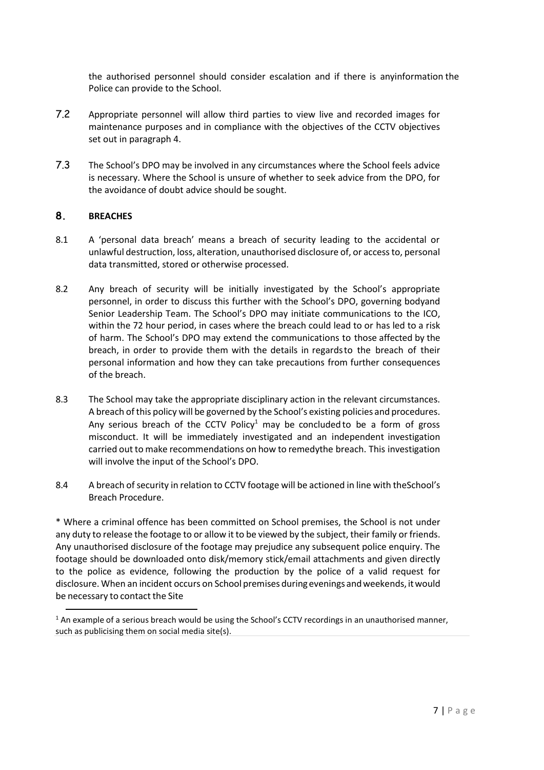the authorised personnel should consider escalation and if there is anyinformation the Police can provide to the School.

7.2 Appropriate personnel will allow third parties to view live and recorded images for maintenance purposes and in compliance with the objectives of the CCTV objectives set out in paragraph 4.

7.3 The School's DPO may be involved in any circumstances where the School feels advice is necessary. Where the School is unsure of whether to seek advice from the DPO, for the avoidance of doubt advice should be sought.

## 8. BREACHES

8.1 A 'personal data breach' means a breach of security leading to the accidental or unlawful destruction, loss, alteration, unauthorised disclosure of, or access to, personal data transmitted, stored or otherwise processed.

8.2 Any breach of security will be initially investigated by the School's appropriate personnel, in order to discuss this further with the School's DPO, governing bodyand Senior Leadership Team. The School's DPO may initiate communications to the ICO, within the 72 hour period, in cases where the breach could lead to or has led to a risk of harm. The School's DPO may extend the communications to those affected by the breach, in order to provide them with the details in regardsto the breach of their personal information and how they can take precautions from further consequences of the breach.

8.3 The School may take the appropriate disciplinary action in the relevant circumstances. A breach of this policy will be governed by the School's existing policies and procedures. Any serious breach of the CCTV Policy[1] may be concluded to be a form of gross misconduct. It will be immediately investigated and an independent investigation carried out to make recommendations on how to remedythe breach. This investigation will involve the input of the School's DPO.

8.4 A breach of security in relation to CCTV footage will be actioned in line with theSchool's Breach Procedure.

* Where a criminal offence has been committed on School premises, the School is not under any duty to release the footage to or allow it to be viewed by the subject, their family or friends. Any unauthorised disclosure of the footage may prejudice any subsequent police enquiry. The footage should be downloaded onto disk/memory stick/email attachments and given directly to the police as evidence, following the production by the police of a valid request for disclosure. When an incident occurs on School premises during evenings and weekends, it would be necessary to contact the Site

[1] An example of a serious breach would be using the School's CCTV recordings in an unauthorised manner, such as publicising them on social media site(s).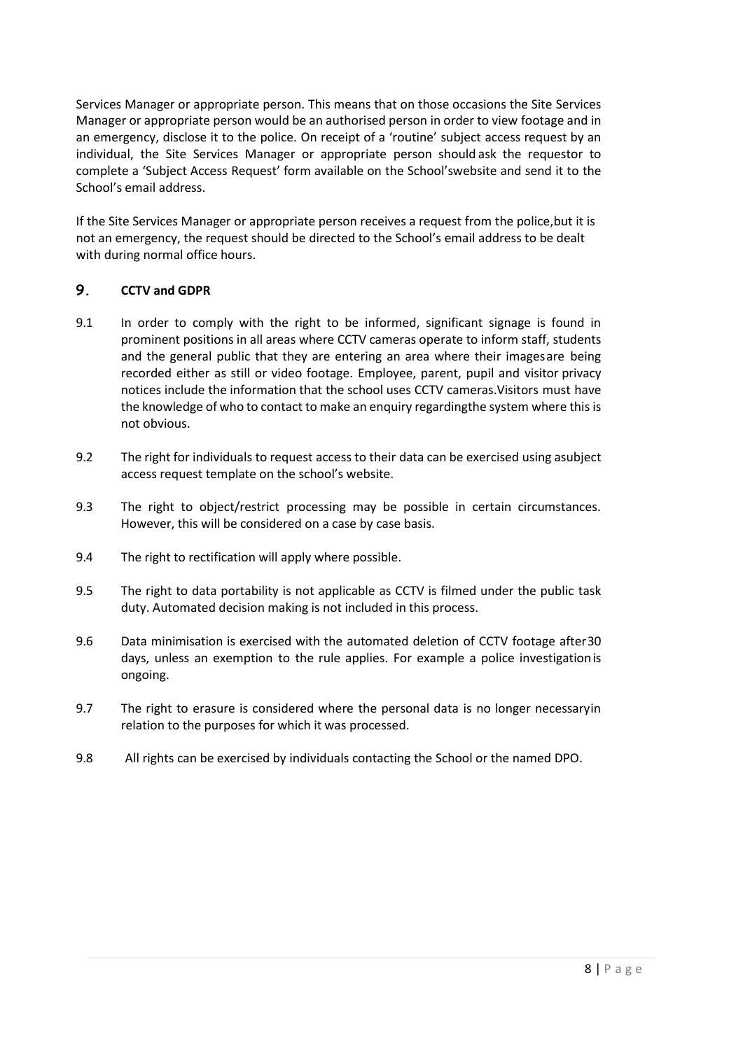Services Manager or appropriate person. This means that on those occasions the Site Services Manager or appropriate person would be an authorised person in order to view footage and in an emergency, disclose it to the police. On receipt of a 'routine' subject access request by an individual, the Site Services Manager or appropriate person should ask the requestor to complete a 'Subject Access Request' form available on the School'swebsite and send it to the School's email address.

If the Site Services Manager or appropriate person receives a request from the police,but it is not an emergency, the request should be directed to the School's email address to be dealt with during normal office hours.

## 9. CCTV and GDPR

9.1 In order to comply with the right to be informed, significant signage is found in prominent positions in all areas where CCTV cameras operate to inform staff, students and the general public that they are entering an area where their imagesare being recorded either as still or video footage. Employee, parent, pupil and visitor privacy notices include the information that the school uses CCTV cameras.Visitors must have the knowledge of who to contact to make an enquiry regardingthe system where this is not obvious.

9.2 The right for individuals to request access to their data can be exercised using asubject access request template on the school's website.

9.3 The right to object/restrict processing may be possible in certain circumstances. However, this will be considered on a case by case basis.

9.4 The right to rectification will apply where possible.

9.5 The right to data portability is not applicable as CCTV is filmed under the public task duty. Automated decision making is not included in this process.

9.6 Data minimisation is exercised with the automated deletion of CCTV footage after30 days, unless an exemption to the rule applies. For example a police investigationis ongoing.

9.7 The right to erasure is considered where the personal data is no longer necessaryin relation to the purposes for which it was processed.

9.8 All rights can be exercised by individuals contacting the School or the named DPO.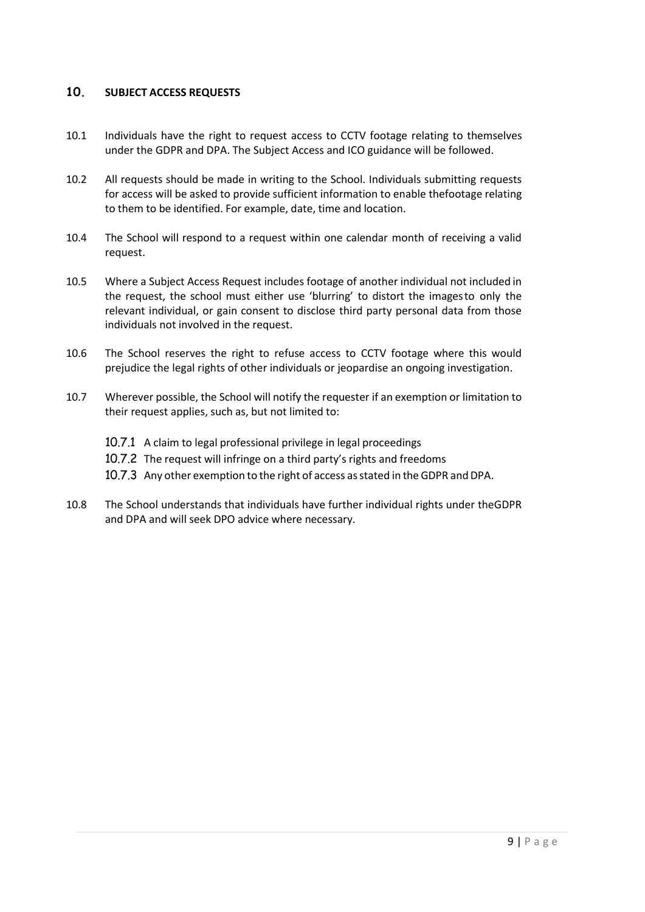## 10. SUBJECT ACCESS REQUESTS

10.1 Individuals have the right to request access to CCTV footage relating to themselves under the GDPR and DPA. The Subject Access and ICO guidance will be followed.

10.2 All requests should be made in writing to the School. Individuals submitting requests for access will be asked to provide sufficient information to enable thefootage relating to them to be identified. For example, date, time and location.

10.4 The School will respond to a request within one calendar month of receiving a valid request.

10.5 Where a Subject Access Request includes footage of another individual not included in the request, the school must either use 'blurring' to distort the imagesto only the relevant individual, or gain consent to disclose third party personal data from those individuals not involved in the request.

10.6 The School reserves the right to refuse access to CCTV footage where this would prejudice the legal rights of other individuals or jeopardise an ongoing investigation.

10.7 Wherever possible, the School will notify the requester if an exemption or limitation to their request applies, such as, but not limited to:

- 10.7.1 A claim to legal professional privilege in legal proceedings
- 10.7.2 The request will infringe on a third party's rights and freedoms
- 10.7.3 Any other exemption to the right of access as stated in the GDPR and DPA.

10.8 The School understands that individuals have further individual rights under theGDPR and DPA and will seek DPO advice where necessary.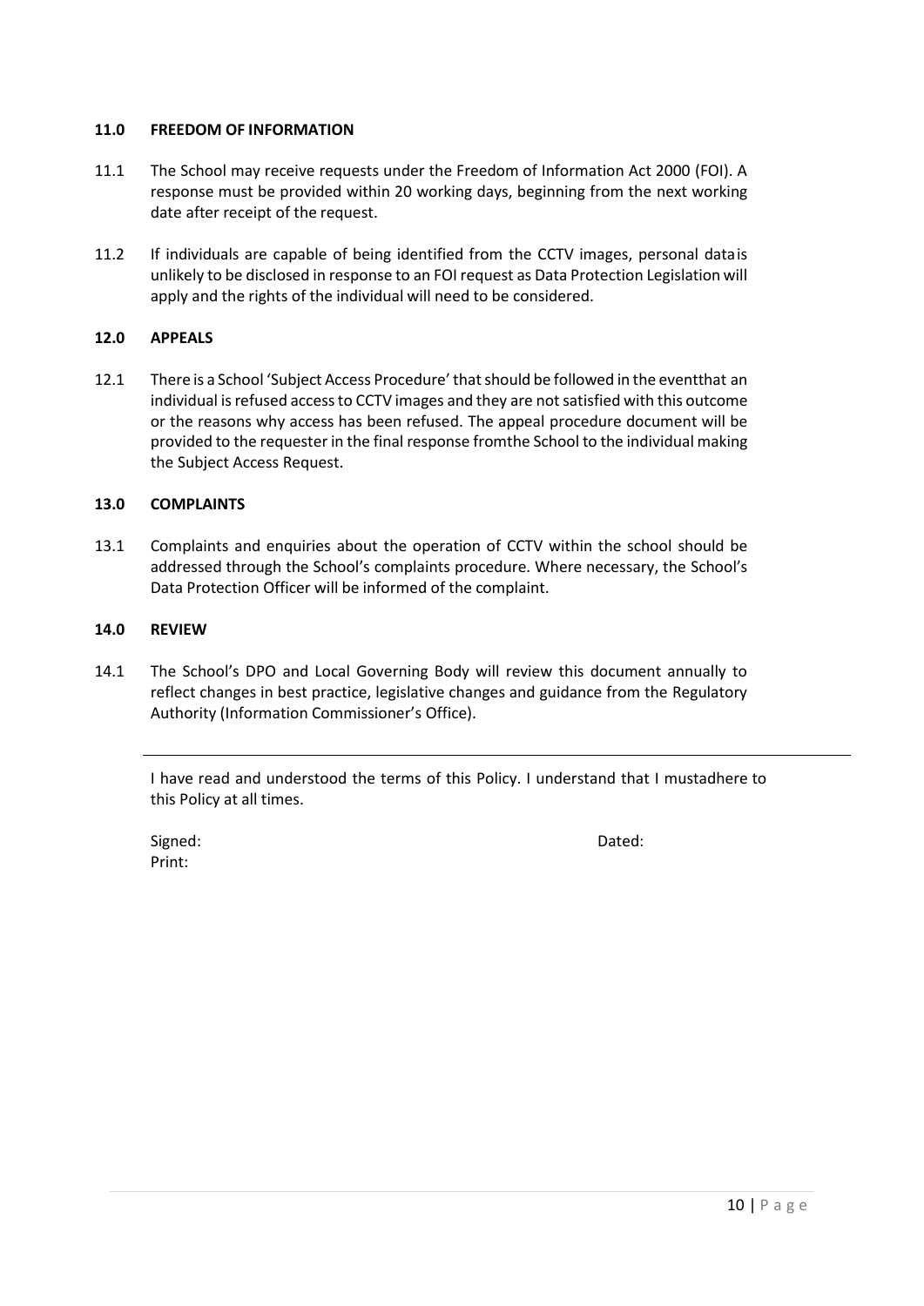## 11.0 FREEDOM OF INFORMATION

11.1 The School may receive requests under the Freedom of Information Act 2000 (FOI). A response must be provided within 20 working days, beginning from the next working date after receipt of the request.

11.2 If individuals are capable of being identified from the CCTV images, personal datais unlikely to be disclosed in response to an FOI request as Data Protection Legislation will apply and the rights of the individual will need to be considered.

## 12.0 APPEALS

12.1 There is a School 'Subject Access Procedure' that should be followed in the eventthat an individual is refused access to CCTV images and they are not satisfied with this outcome or the reasons why access has been refused. The appeal procedure document will be provided to the requester in the final response fromthe School to the individual making the Subject Access Request.

## 13.0 COMPLAINTS

13.1 Complaints and enquiries about the operation of CCTV within the school should be addressed through the School's complaints procedure. Where necessary, the School's Data Protection Officer will be informed of the complaint.

## 14.0 REVIEW

14.1 The School's DPO and Local Governing Body will review this document annually to reflect changes in best practice, legislative changes and guidance from the Regulatory Authority (Information Commissioner's Office).

---

I have read and understood the terms of this Policy. I understand that I mustadhere to this Policy at all times.

Signed: Dated:

Print: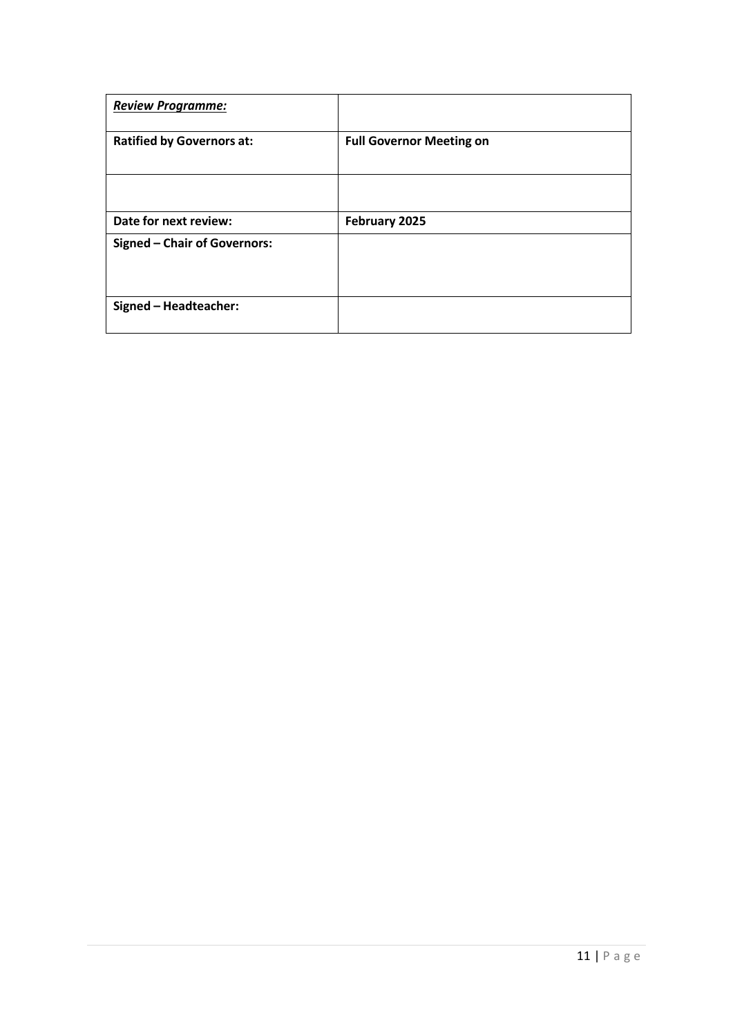| ***Review Programme:*** | |
| --- | --- |
| **Ratified by Governors at:** | **Full Governor Meeting on** |
| | |
| **Date for next review:** | **February 2025** |
| **Signed – Chair of Governors:** | |
| **Signed – Headteacher:** | |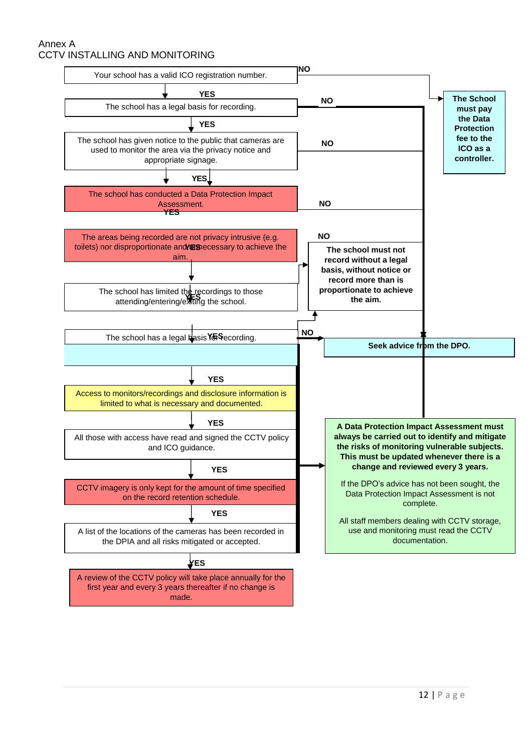Annex A

CCTV INSTALLING AND MONITORING

Your school has a valid ICO registration number.

YES

The school has a legal basis for recording.

YES

The school has given notice to the public that cameras are used to monitor the area via the privacy notice and appropriate signage.

YES

The school has conducted a Data Protection Impact Assessment.

YES

The areas being recorded are not privacy intrusive (e.g. toilets) nor disproportionate and necessary to achieve the aim.

YES

The school has limited the recordings to those attending/entering/exiting the school.

YES

The school has a legal basis for recording.

YES

Access to monitors/recordings and disclosure information is limited to what is necessary and documented.

YES

All those with access have read and signed the CCTV policy and ICO guidance.

YES

CCTV imagery is only kept for the amount of time specified on the record retention schedule.

YES

A list of the locations of the cameras has been recorded in the DPIA and all risks mitigated or accepted.

YES

A review of the CCTV policy will take place annually for the first year and every 3 years thereafter if no change is made.

NO

**The School must pay the Data Protection fee to the ICO as a controller.**

NO

**The school must not record without a legal basis, without notice or record more than is proportionate to achieve the aim.**

NO

**Seek advice from the DPO.**

**A Data Protection Impact Assessment must always be carried out to identify and mitigate the risks of monitoring vulnerable subjects. This must be updated whenever there is a change and reviewed every 3 years.**

If the DPO's advice has not been sought, the Data Protection Impact Assessment is not complete.

All staff members dealing with CCTV storage, use and monitoring must read the CCTV documentation.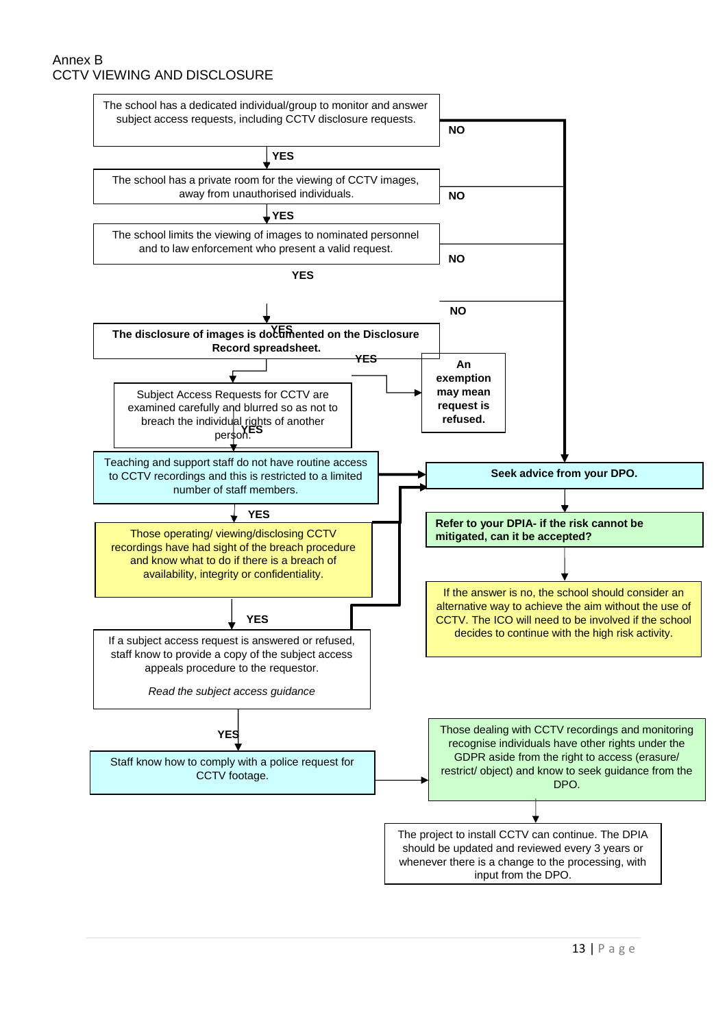Annex B
CCTV VIEWING AND DISCLOSURE

The school has a dedicated individual/group to monitor and answer subject access requests, including CCTV disclosure requests.

YES

The school has a private room for the viewing of CCTV images, away from unauthorised individuals.

YES

The school limits the viewing of images to nominated personnel and to law enforcement who present a valid request.

YES

**The disclosure of images is documented on the Disclosure Record spreadsheet.**

YES

Subject Access Requests for CCTV are examined carefully and blurred so as not to breach the individual rights of another person.

YES

Teaching and support staff do not have routine access to CCTV recordings and this is restricted to a limited number of staff members.

YES

Those operating/ viewing/disclosing CCTV recordings have had sight of the breach procedure and know what to do if there is a breach of availability, integrity or confidentiality.

YES

If a subject access request is answered or refused, staff know to provide a copy of the subject access appeals procedure to the requestor.

*Read the subject access guidance*

YES

Staff know how to comply with a police request for CCTV footage.

YES

**An exemption may mean request is refused.**

NO

**Seek advice from your DPO.**

**Refer to your DPIA- if the risk cannot be mitigated, can it be accepted?**

If the answer is no, the school should consider an alternative way to achieve the aim without the use of CCTV. The ICO will need to be involved if the school decides to continue with the high risk activity.

Those dealing with CCTV recordings and monitoring recognise individuals have other rights under the GDPR aside from the right to access (erasure/ restrict/ object) and know to seek guidance from the DPO.

The project to install CCTV can continue. The DPIA should be updated and reviewed every 3 years or whenever there is a change to the processing, with input from the DPO.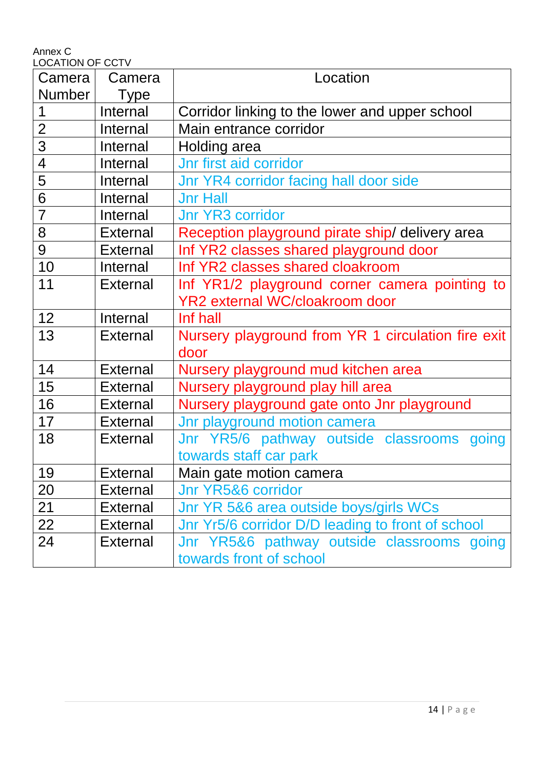Annex C
LOCATION OF CCTV

| Camera Number | Camera Type | Location |
|---|---|---|
| 1 | Internal | Corridor linking to the lower and upper school |
| 2 | Internal | Main entrance corridor |
| 3 | Internal | Holding area |
| 4 | Internal | Jnr first aid corridor |
| 5 | Internal | Jnr YR4 corridor facing hall door side |
| 6 | Internal | Jnr Hall |
| 7 | Internal | Jnr YR3 corridor |
| 8 | External | Reception playground pirate ship/ delivery area |
| 9 | External | Inf YR2 classes shared playground door |
| 10 | Internal | Inf YR2 classes shared cloakroom |
| 11 | External | Inf YR1/2 playground corner camera pointing to YR2 external WC/cloakroom door |
| 12 | Internal | Inf hall |
| 13 | External | Nursery playground from YR 1 circulation fire exit door |
| 14 | External | Nursery playground mud kitchen area |
| 15 | External | Nursery playground play hill area |
| 16 | External | Nursery playground gate onto Jnr playground |
| 17 | External | Jnr playground motion camera |
| 18 | External | Jnr YR5/6 pathway outside classrooms going towards staff car park |
| 19 | External | Main gate motion camera |
| 20 | External | Jnr YR5&6 corridor |
| 21 | External | Jnr YR 5&6 area outside boys/girls WCs |
| 22 | External | Jnr Yr5/6 corridor D/D leading to front of school |
| 24 | External | Jnr YR5&6 pathway outside classrooms going towards front of school |